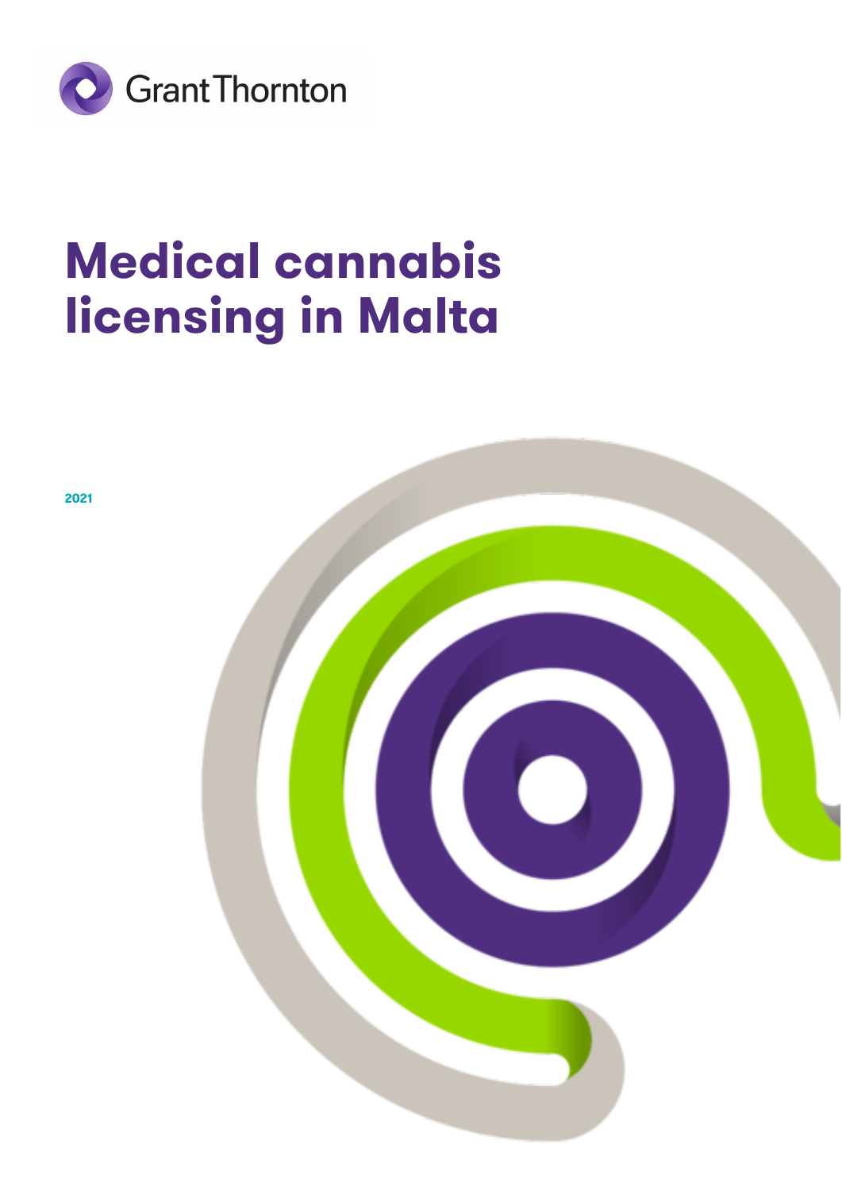Grant Thornton

# Medical cannabis licensing in Malta

2021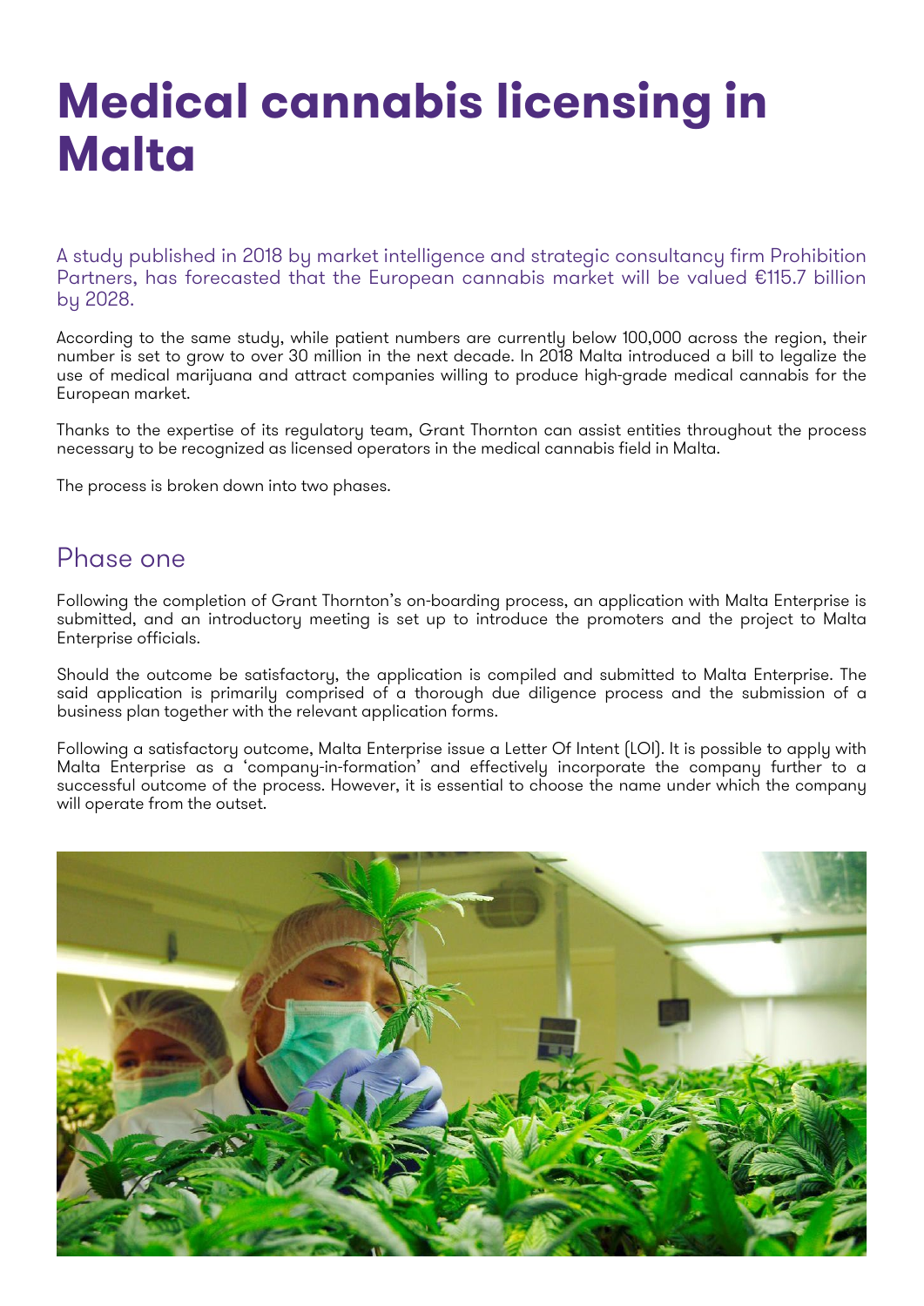# Medical cannabis licensing in Malta

A study published in 2018 by market intelligence and strategic consultancy firm Prohibition Partners, has forecasted that the European cannabis market will be valued €115.7 billion by 2028.

According to the same study, while patient numbers are currently below 100,000 across the region, their number is set to grow to over 30 million in the next decade. In 2018 Malta introduced a bill to legalize the use of medical marijuana and attract companies willing to produce high-grade medical cannabis for the European market.

Thanks to the expertise of its regulatory team, Grant Thornton can assist entities throughout the process necessary to be recognized as licensed operators in the medical cannabis field in Malta.

The process is broken down into two phases.

## Phase one

Following the completion of Grant Thornton's on-boarding process, an application with Malta Enterprise is submitted, and an introductory meeting is set up to introduce the promoters and the project to Malta Enterprise officials.

Should the outcome be satisfactory, the application is compiled and submitted to Malta Enterprise. The said application is primarily comprised of a thorough due diligence process and the submission of a business plan together with the relevant application forms.

Following a satisfactory outcome, Malta Enterprise issue a Letter Of Intent (LOI). It is possible to apply with Malta Enterprise as a 'company-in-formation' and effectively incorporate the company further to a successful outcome of the process. However, it is essential to choose the name under which the company will operate from the outset.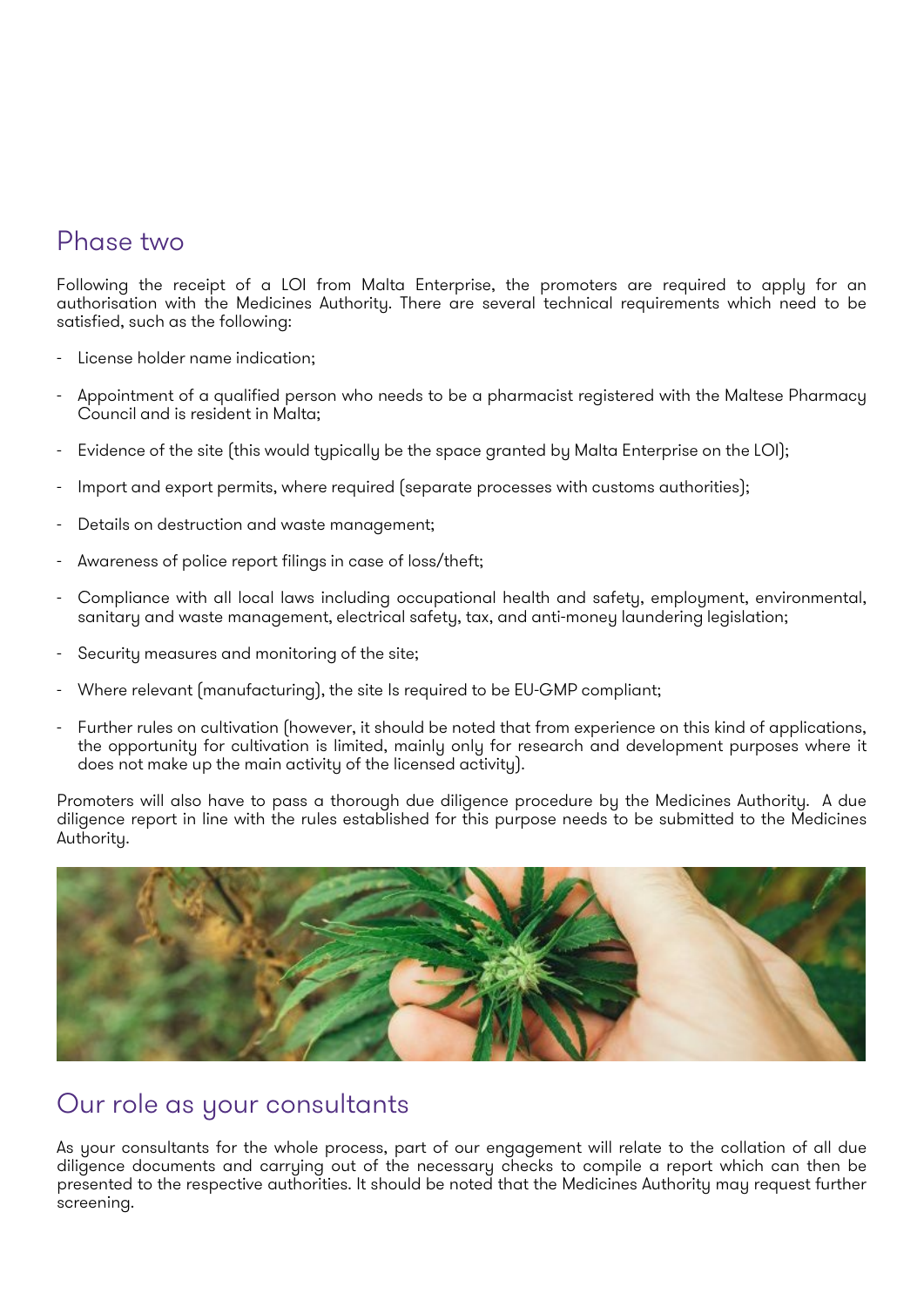## Phase two

Following the receipt of a LOI from Malta Enterprise, the promoters are required to apply for an authorisation with the Medicines Authority. There are several technical requirements which need to be satisfied, such as the following:

- License holder name indication;
- Appointment of a qualified person who needs to be a pharmacist registered with the Maltese Pharmacy Council and is resident in Malta;
- Evidence of the site (this would typically be the space granted by Malta Enterprise on the LOI);
- Import and export permits, where required (separate processes with customs authorities);
- Details on destruction and waste management;
- Awareness of police report filings in case of loss/theft;
- Compliance with all local laws including occupational health and safety, employment, environmental, sanitary and waste management, electrical safety, tax, and anti-money laundering legislation;
- Security measures and monitoring of the site;
- Where relevant (manufacturing), the site Is required to be EU-GMP compliant;
- Further rules on cultivation (however, it should be noted that from experience on this kind of applications, the opportunity for cultivation is limited, mainly only for research and development purposes where it does not make up the main activity of the licensed activity).

Promoters will also have to pass a thorough due diligence procedure by the Medicines Authority. A due diligence report in line with the rules established for this purpose needs to be submitted to the Medicines Authority.

## Our role as your consultants

As your consultants for the whole process, part of our engagement will relate to the collation of all due diligence documents and carrying out of the necessary checks to compile a report which can then be presented to the respective authorities. It should be noted that the Medicines Authority may request further screening.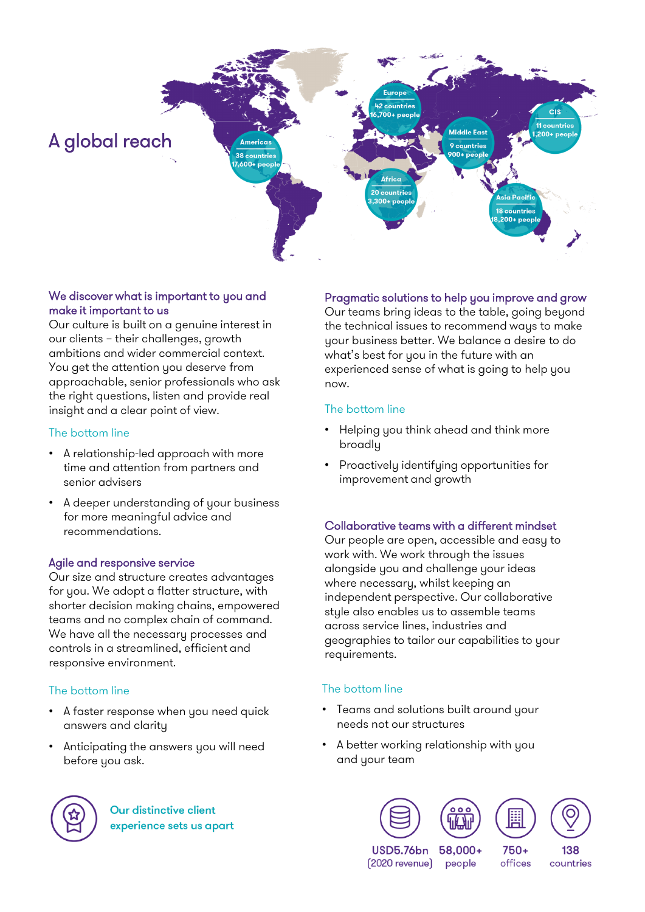# A global reach

**Americas**
38 countries
17,600+ people

**Europe**
42 countries
16,700+ people

**Middle East**
9 countries
900+ people

**CIS**
11 countries
1,200+ people

**Africa**
20 countries
3,300+ people

**Asia Pacific**
18 countries
18,200+ people

## We discover what is important to you and make it important to us

Our culture is built on a genuine interest in our clients – their challenges, growth ambitions and wider commercial context. You get the attention you deserve from approachable, senior professionals who ask the right questions, listen and provide real insight and a clear point of view.

### The bottom line

- A relationship-led approach with more time and attention from partners and senior advisers
- A deeper understanding of your business for more meaningful advice and recommendations.

## Agile and responsive service

Our size and structure creates advantages for you. We adopt a flatter structure, with shorter decision making chains, empowered teams and no complex chain of command. We have all the necessary processes and controls in a streamlined, efficient and responsive environment.

### The bottom line

- A faster response when you need quick answers and clarity
- Anticipating the answers you will need before you ask.

## Pragmatic solutions to help you improve and grow

Our teams bring ideas to the table, going beyond the technical issues to recommend ways to make your business better. We balance a desire to do what's best for you in the future with an experienced sense of what is going to help you now.

### The bottom line

- Helping you think ahead and think more broadly
- Proactively identifying opportunities for improvement and growth

## Collaborative teams with a different mindset

Our people are open, accessible and easy to work with. We work through the issues alongside you and challenge your ideas where necessary, whilst keeping an independent perspective. Our collaborative style also enables us to assemble teams across service lines, industries and geographies to tailor our capabilities to your requirements.

### The bottom line

- Teams and solutions built around your needs not our structures
- A better working relationship with you and your team

**Our distinctive client experience sets us apart**

**USD5.76bn** (2020 revenue)

**58,000+** people

**750+** offices

**138** countries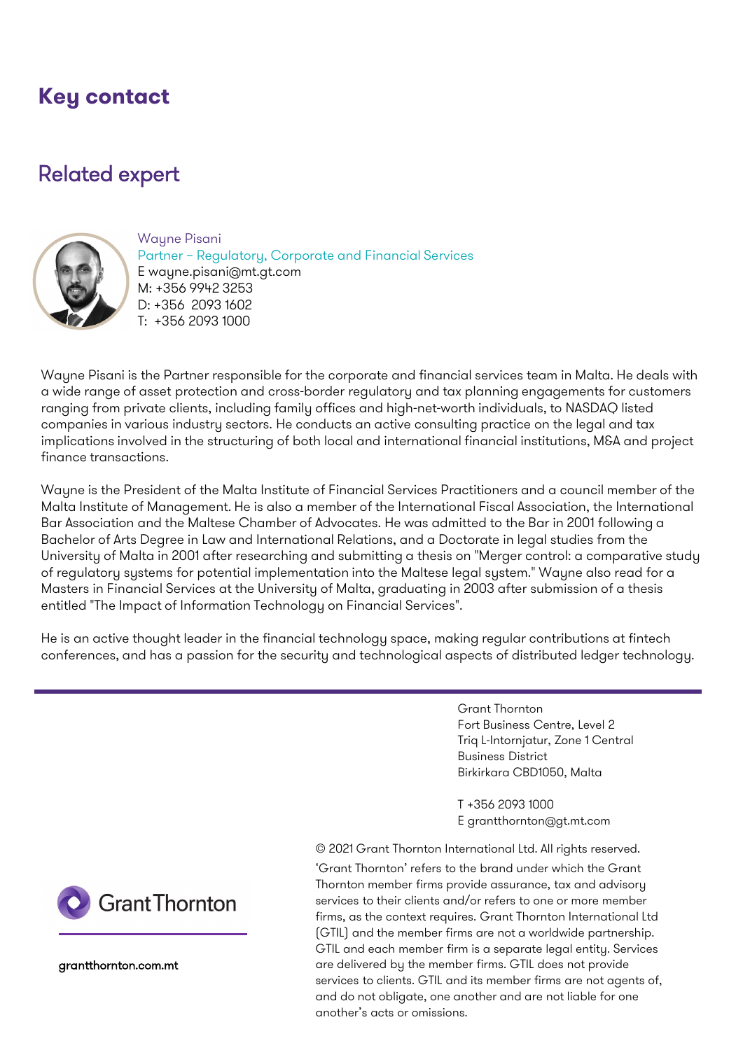# Key contact

## Related expert

Wayne Pisani
Partner – Regulatory, Corporate and Financial Services
E wayne.pisani@mt.gt.com
M: +356 9942 3253
D: +356 2093 1602
T: +356 2093 1000

Wayne Pisani is the Partner responsible for the corporate and financial services team in Malta. He deals with a wide range of asset protection and cross-border regulatory and tax planning engagements for customers ranging from private clients, including family offices and high-net-worth individuals, to NASDAQ listed companies in various industry sectors. He conducts an active consulting practice on the legal and tax implications involved in the structuring of both local and international financial institutions, M&A and project finance transactions.

Wayne is the President of the Malta Institute of Financial Services Practitioners and a council member of the Malta Institute of Management. He is also a member of the International Fiscal Association, the International Bar Association and the Maltese Chamber of Advocates. He was admitted to the Bar in 2001 following a Bachelor of Arts Degree in Law and International Relations, and a Doctorate in legal studies from the University of Malta in 2001 after researching and submitting a thesis on "Merger control: a comparative study of regulatory systems for potential implementation into the Maltese legal system." Wayne also read for a Masters in Financial Services at the University of Malta, graduating in 2003 after submission of a thesis entitled "The Impact of Information Technology on Financial Services".

He is an active thought leader in the financial technology space, making regular contributions at fintech conferences, and has a passion for the security and technological aspects of distributed ledger technology.

---

Grant Thornton
Fort Business Centre, Level 2
Triq L-Intornjatur, Zone 1 Central
Business District
Birkirkara CBD1050, Malta

T +356 2093 1000
E grantthornton@gt.mt.com

© 2021 Grant Thornton International Ltd. All rights reserved.

'Grant Thornton' refers to the brand under which the Grant Thornton member firms provide assurance, tax and advisory services to their clients and/or refers to one or more member firms, as the context requires. Grant Thornton International Ltd (GTIL) and the member firms are not a worldwide partnership. GTIL and each member firm is a separate legal entity. Services are delivered by the member firms. GTIL does not provide services to clients. GTIL and its member firms are not agents of, and do not obligate, one another and are not liable for one another's acts or omissions.

Grant Thornton

grantthornton.com.mt